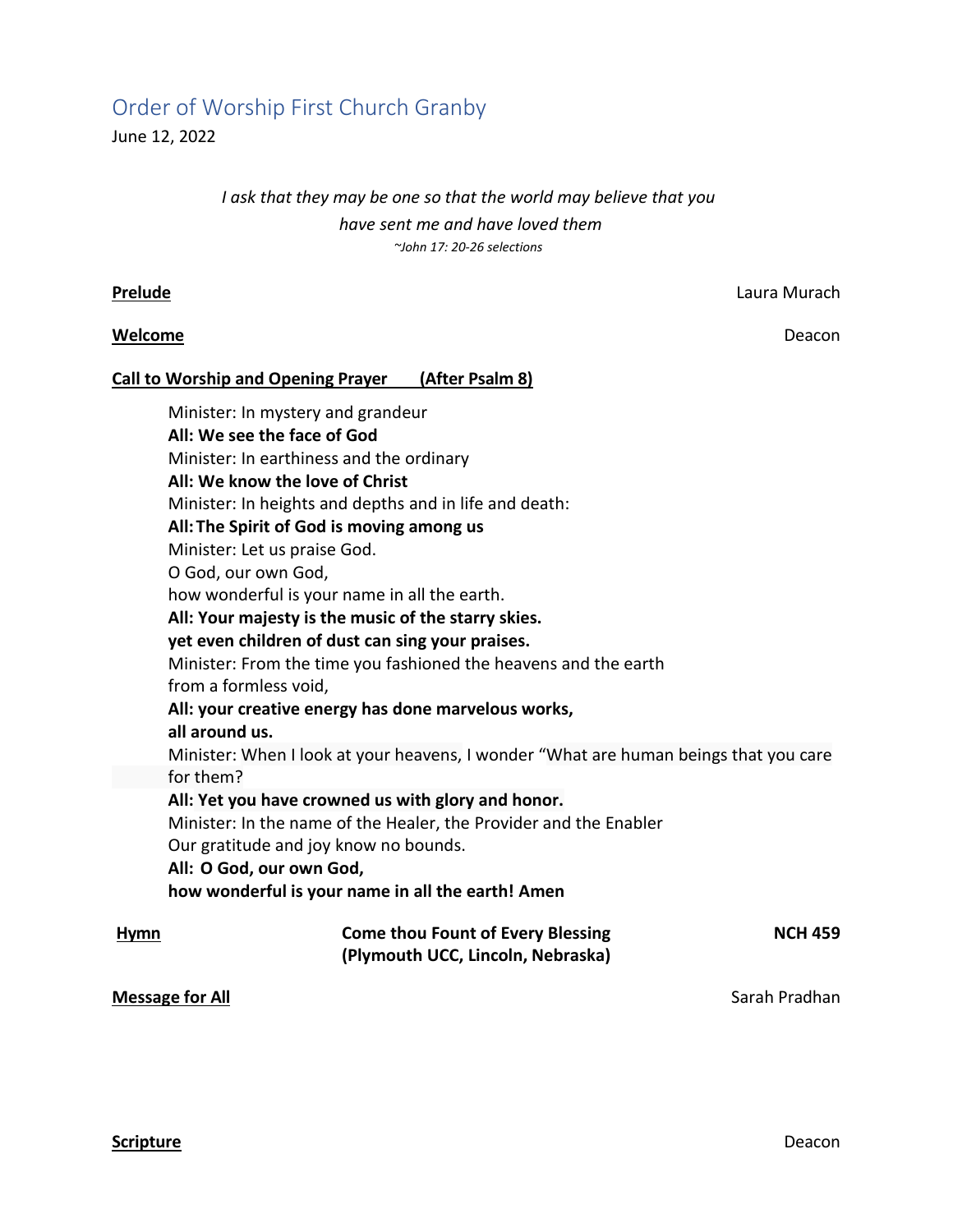# Order of Worship First Church Granby

June 12, 2022

*I ask that they may be one so that the world may believe that you have sent me and have loved them*

*~John 17: 20-26 selections*

**Prelude** — Laura Murach

**Welcome** — Deacon

**Call to Worship and Opening Prayer (After Psalm 8)**

Minister: In mystery and grandeur
**All: We see the face of God**
Minister: In earthiness and the ordinary
**All: We know the love of Christ**
Minister: In heights and depths and in life and death:
**All: The Spirit of God is moving among us**
Minister: Let us praise God.
O God, our own God,
how wonderful is your name in all the earth.
**All: Your majesty is the music of the starry skies.**
**yet even children of dust can sing your praises.**
Minister: From the time you fashioned the heavens and the earth
from a formless void,
**All: your creative energy has done marvelous works,**
**all around us.**
Minister: When I look at your heavens, I wonder "What are human beings that you care for them?
**All: Yet you have crowned us with glory and honor.**
Minister: In the name of the Healer, the Provider and the Enabler
Our gratitude and joy know no bounds.
**All: O God, our own God,**
**how wonderful is your name in all the earth! Amen**

**Hymn** — **Come thou Fount of Every Blessing (Plymouth UCC, Lincoln, Nebraska)** — **NCH 459**

**Message for All** — Sarah Pradhan

**Scripture** — Deacon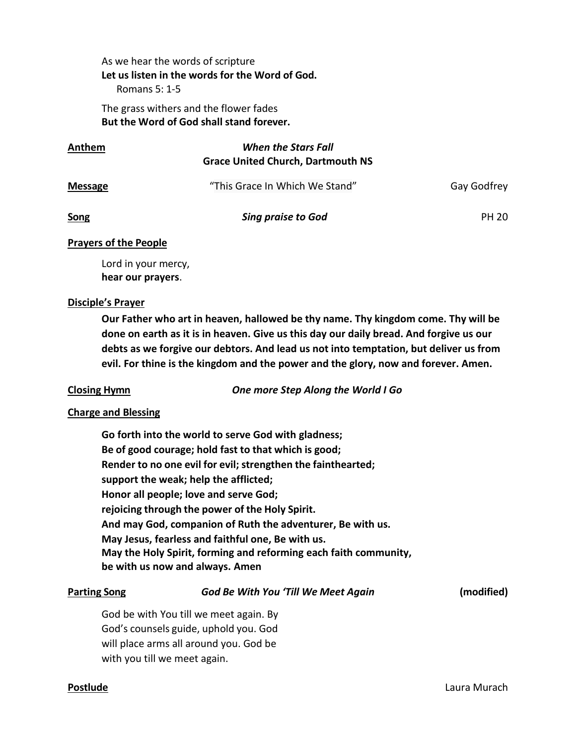As we hear the words of scripture
**Let us listen in the words for the Word of God.**
Romans 5: 1-5

The grass withers and the flower fades
**But the Word of God shall stand forever.**

**Anthem** — ***When the Stars Fall***
**Grace United Church, Dartmouth NS**

**Message** — "This Grace In Which We Stand" — Gay Godfrey

**Song** — ***Sing praise to God*** — PH 20

**Prayers of the People**

Lord in your mercy,
**hear our prayers**.

**Disciple's Prayer**

**Our Father who art in heaven, hallowed be thy name. Thy kingdom come. Thy will be done on earth as it is in heaven. Give us this day our daily bread. And forgive us our debts as we forgive our debtors. And lead us not into temptation, but deliver us from evil. For thine is the kingdom and the power and the glory, now and forever. Amen.**

**Closing Hymn** — ***One more Step Along the World I Go***

**Charge and Blessing**

**Go forth into the world to serve God with gladness;**
**Be of good courage; hold fast to that which is good;**
**Render to no one evil for evil; strengthen the fainthearted;**
**support the weak; help the afflicted;**
**Honor all people; love and serve God;**
**rejoicing through the power of the Holy Spirit.**
**And may God, companion of Ruth the adventurer, Be with us.**
**May Jesus, fearless and faithful one, Be with us.**
**May the Holy Spirit, forming and reforming each faith community,**
**be with us now and always. Amen**

**Parting Song** — ***God Be With You 'Till We Meet Again*** — **(modified)**

God be with You till we meet again. By God's counsels guide, uphold you. God will place arms all around you. God be with you till we meet again.

**Postlude** — Laura Murach